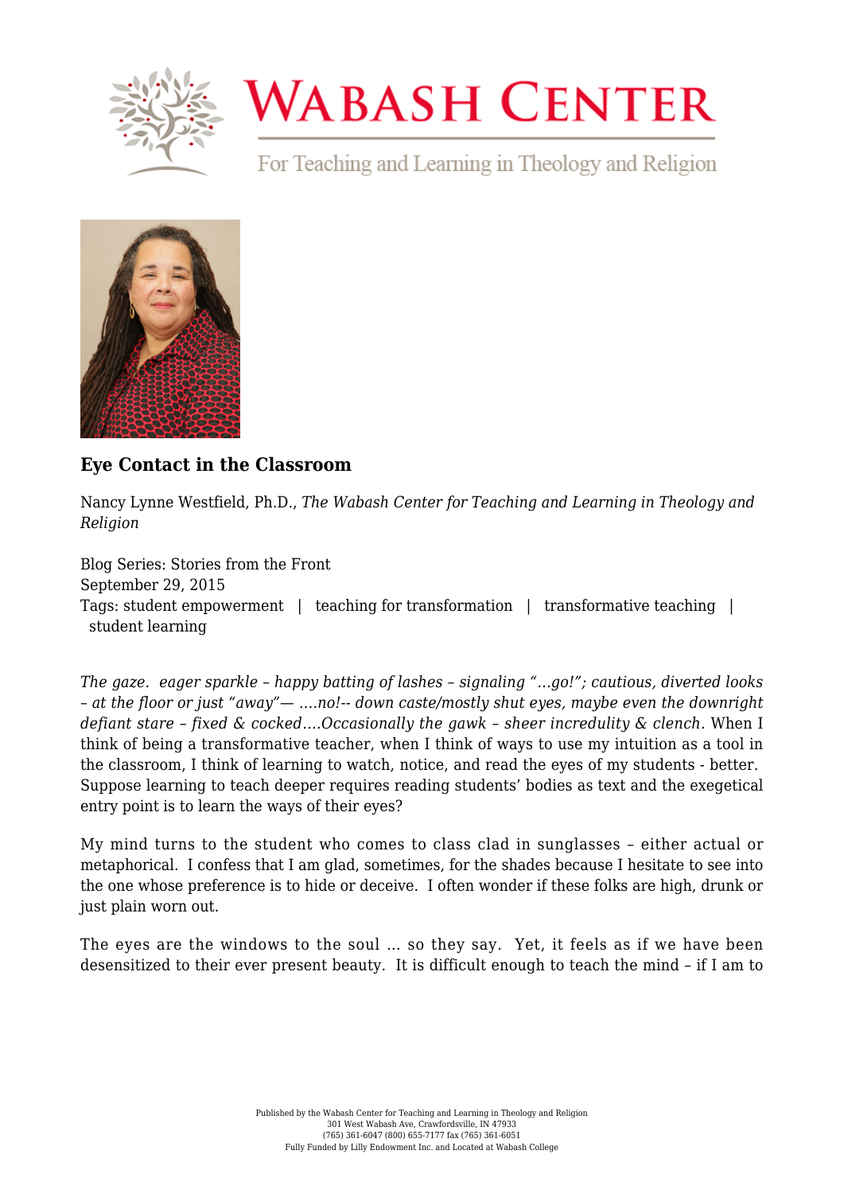# Wabash Center

For Teaching and Learning in Theology and Religion

### Eye Contact in the Classroom

Nancy Lynne Westfield, Ph.D., *The Wabash Center for Teaching and Learning in Theology and Religion*

Blog Series: Stories from the Front
September 29, 2015
Tags: student empowerment | teaching for transformation | transformative teaching | student learning

*The gaze. eager sparkle – happy batting of lashes – signaling "…go!"; cautious, diverted looks – at the floor or just "away"— ….no!-- down caste/mostly shut eyes, maybe even the downright defiant stare – fixed & cocked….Occasionally the gawk – sheer incredulity & clench.* When I think of being a transformative teacher, when I think of ways to use my intuition as a tool in the classroom, I think of learning to watch, notice, and read the eyes of my students - better. Suppose learning to teach deeper requires reading students' bodies as text and the exegetical entry point is to learn the ways of their eyes?

My mind turns to the student who comes to class clad in sunglasses – either actual or metaphorical. I confess that I am glad, sometimes, for the shades because I hesitate to see into the one whose preference is to hide or deceive. I often wonder if these folks are high, drunk or just plain worn out.

The eyes are the windows to the soul … so they say. Yet, it feels as if we have been desensitized to their ever present beauty. It is difficult enough to teach the mind – if I am to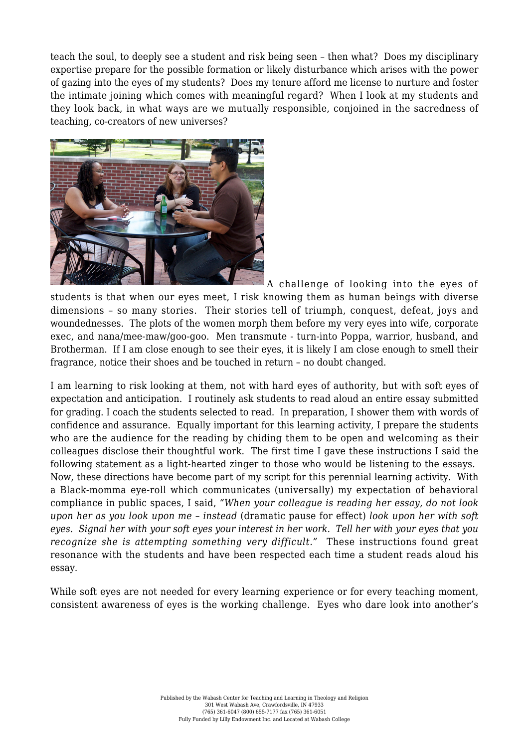teach the soul, to deeply see a student and risk being seen – then what? Does my disciplinary expertise prepare for the possible formation or likely disturbance which arises with the power of gazing into the eyes of my students? Does my tenure afford me license to nurture and foster the intimate joining which comes with meaningful regard? When I look at my students and they look back, in what ways are we mutually responsible, conjoined in the sacredness of teaching, co-creators of new universes?

A challenge of looking into the eyes of students is that when our eyes meet, I risk knowing them as human beings with diverse dimensions – so many stories. Their stories tell of triumph, conquest, defeat, joys and woundednesses. The plots of the women morph them before my very eyes into wife, corporate exec, and nana/mee-maw/goo-goo. Men transmute - turn-into Poppa, warrior, husband, and Brotherman. If I am close enough to see their eyes, it is likely I am close enough to smell their fragrance, notice their shoes and be touched in return – no doubt changed.

I am learning to risk looking at them, not with hard eyes of authority, but with soft eyes of expectation and anticipation. I routinely ask students to read aloud an entire essay submitted for grading. I coach the students selected to read. In preparation, I shower them with words of confidence and assurance. Equally important for this learning activity, I prepare the students who are the audience for the reading by chiding them to be open and welcoming as their colleagues disclose their thoughtful work. The first time I gave these instructions I said the following statement as a light-hearted zinger to those who would be listening to the essays. Now, these directions have become part of my script for this perennial learning activity. With a Black-momma eye-roll which communicates (universally) my expectation of behavioral compliance in public spaces, I said, *"When your colleague is reading her essay, do not look upon her as you look upon me – instead* (dramatic pause for effect) *look upon her with soft eyes. Signal her with your soft eyes your interest in her work. Tell her with your eyes that you recognize she is attempting something very difficult."* These instructions found great resonance with the students and have been respected each time a student reads aloud his essay.

While soft eyes are not needed for every learning experience or for every teaching moment, consistent awareness of eyes is the working challenge. Eyes who dare look into another's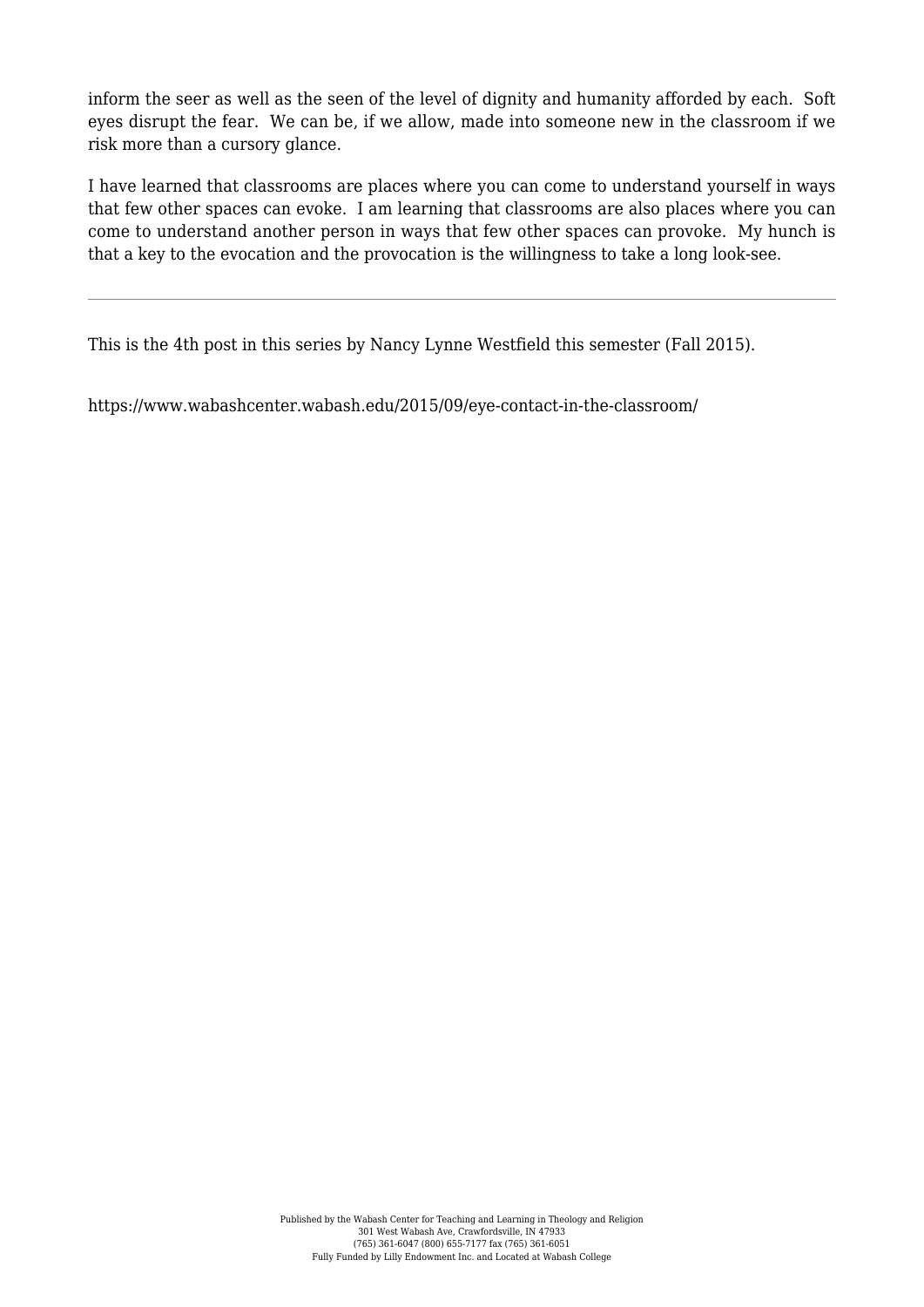inform the seer as well as the seen of the level of dignity and humanity afforded by each. Soft eyes disrupt the fear. We can be, if we allow, made into someone new in the classroom if we risk more than a cursory glance.

I have learned that classrooms are places where you can come to understand yourself in ways that few other spaces can evoke. I am learning that classrooms are also places where you can come to understand another person in ways that few other spaces can provoke. My hunch is that a key to the evocation and the provocation is the willingness to take a long look-see.

---

This is the 4th post in this series by Nancy Lynne Westfield this semester (Fall 2015).

https://www.wabashcenter.wabash.edu/2015/09/eye-contact-in-the-classroom/